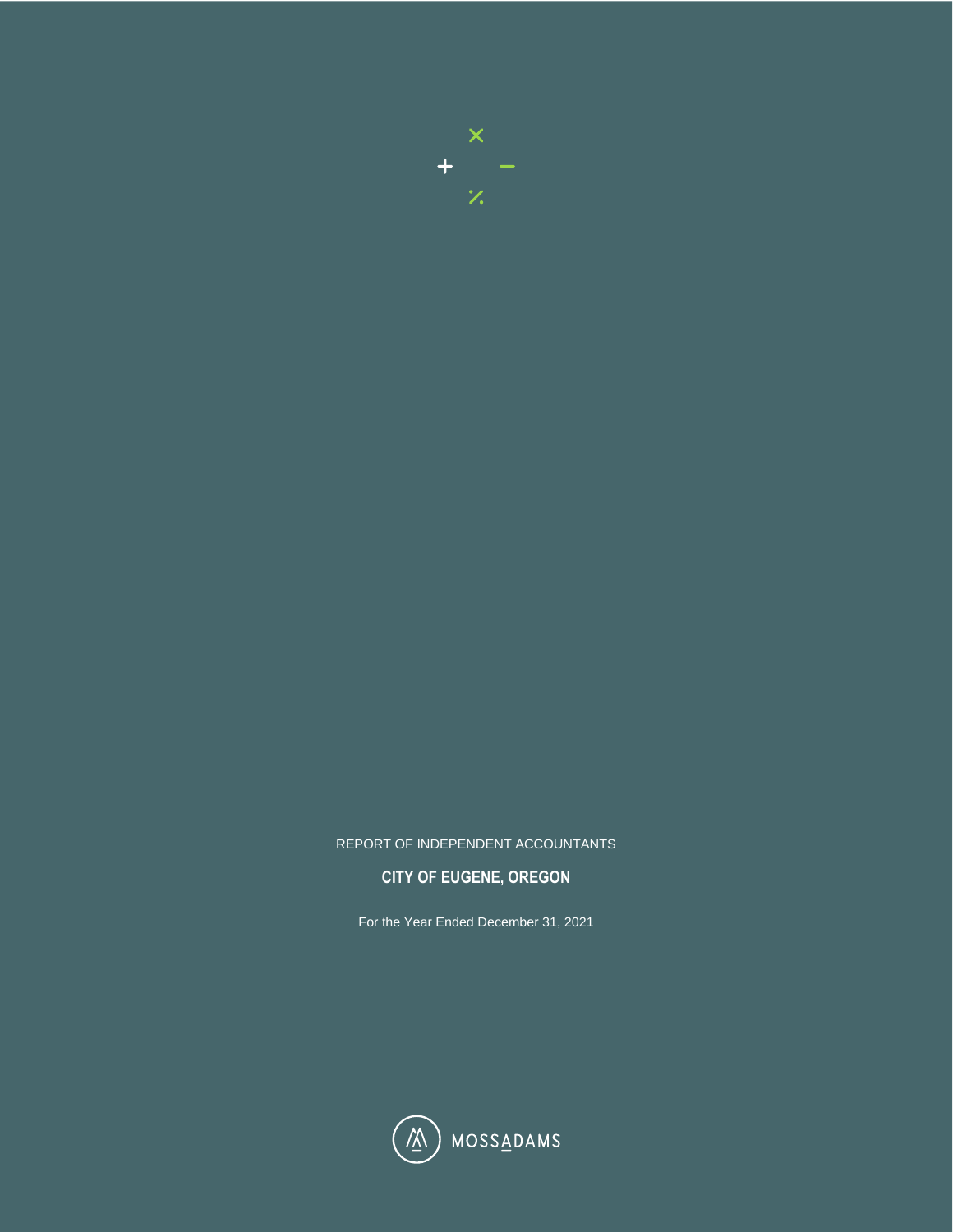REPORT OF INDEPENDENT ACCOUNTANTS

# CITY OF EUGENE, OREGON

For the Year Ended December 31, 2021

MOSSADAMS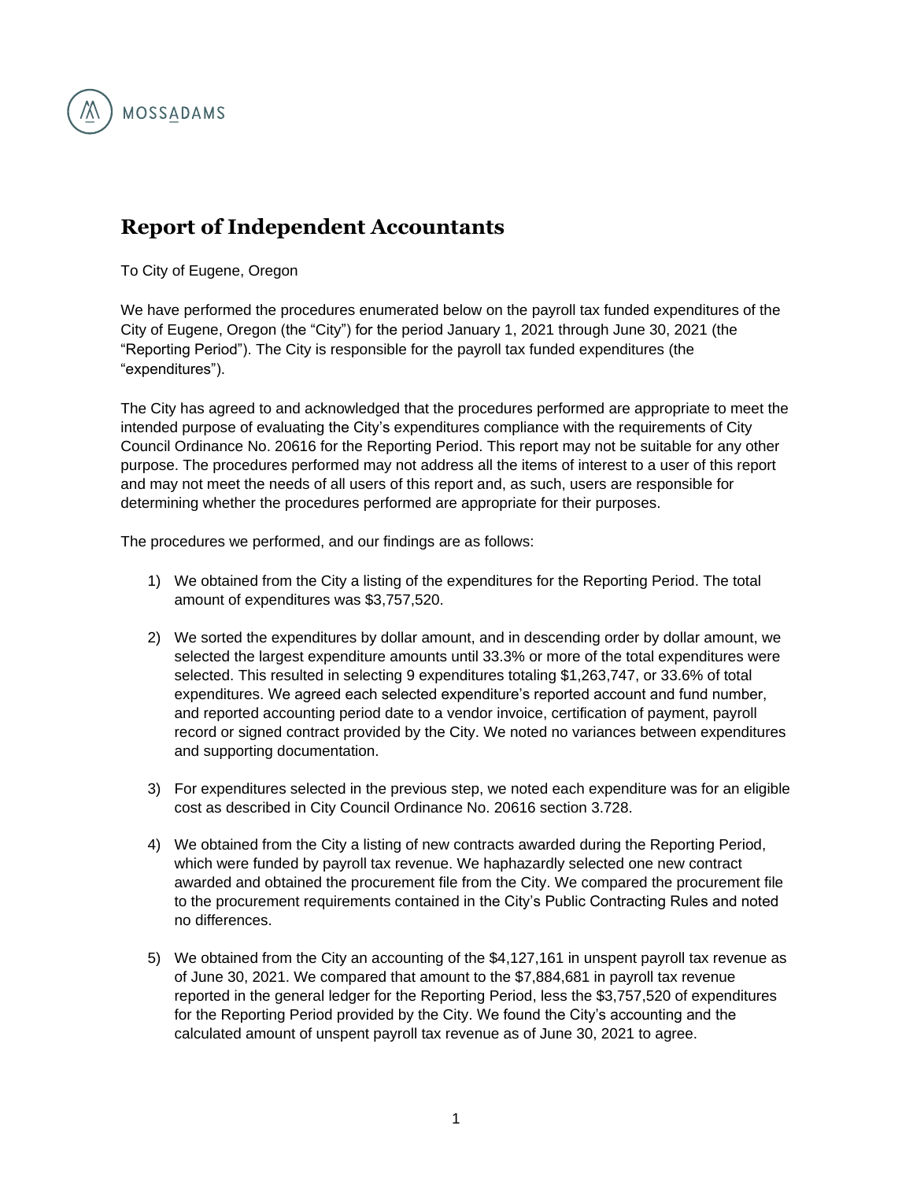MOSSADAMS

# Report of Independent Accountants

To City of Eugene, Oregon

We have performed the procedures enumerated below on the payroll tax funded expenditures of the City of Eugene, Oregon (the "City") for the period January 1, 2021 through June 30, 2021 (the "Reporting Period"). The City is responsible for the payroll tax funded expenditures (the "expenditures").

The City has agreed to and acknowledged that the procedures performed are appropriate to meet the intended purpose of evaluating the City's expenditures compliance with the requirements of City Council Ordinance No. 20616 for the Reporting Period. This report may not be suitable for any other purpose. The procedures performed may not address all the items of interest to a user of this report and may not meet the needs of all users of this report and, as such, users are responsible for determining whether the procedures performed are appropriate for their purposes.

The procedures we performed, and our findings are as follows:

1) We obtained from the City a listing of the expenditures for the Reporting Period. The total amount of expenditures was $3,757,520.

2) We sorted the expenditures by dollar amount, and in descending order by dollar amount, we selected the largest expenditure amounts until 33.3% or more of the total expenditures were selected. This resulted in selecting 9 expenditures totaling $1,263,747, or 33.6% of total expenditures. We agreed each selected expenditure's reported account and fund number, and reported accounting period date to a vendor invoice, certification of payment, payroll record or signed contract provided by the City. We noted no variances between expenditures and supporting documentation.

3) For expenditures selected in the previous step, we noted each expenditure was for an eligible cost as described in City Council Ordinance No. 20616 section 3.728.

4) We obtained from the City a listing of new contracts awarded during the Reporting Period, which were funded by payroll tax revenue. We haphazardly selected one new contract awarded and obtained the procurement file from the City. We compared the procurement file to the procurement requirements contained in the City's Public Contracting Rules and noted no differences.

5) We obtained from the City an accounting of the $4,127,161 in unspent payroll tax revenue as of June 30, 2021. We compared that amount to the $7,884,681 in payroll tax revenue reported in the general ledger for the Reporting Period, less the $3,757,520 of expenditures for the Reporting Period provided by the City. We found the City's accounting and the calculated amount of unspent payroll tax revenue as of June 30, 2021 to agree.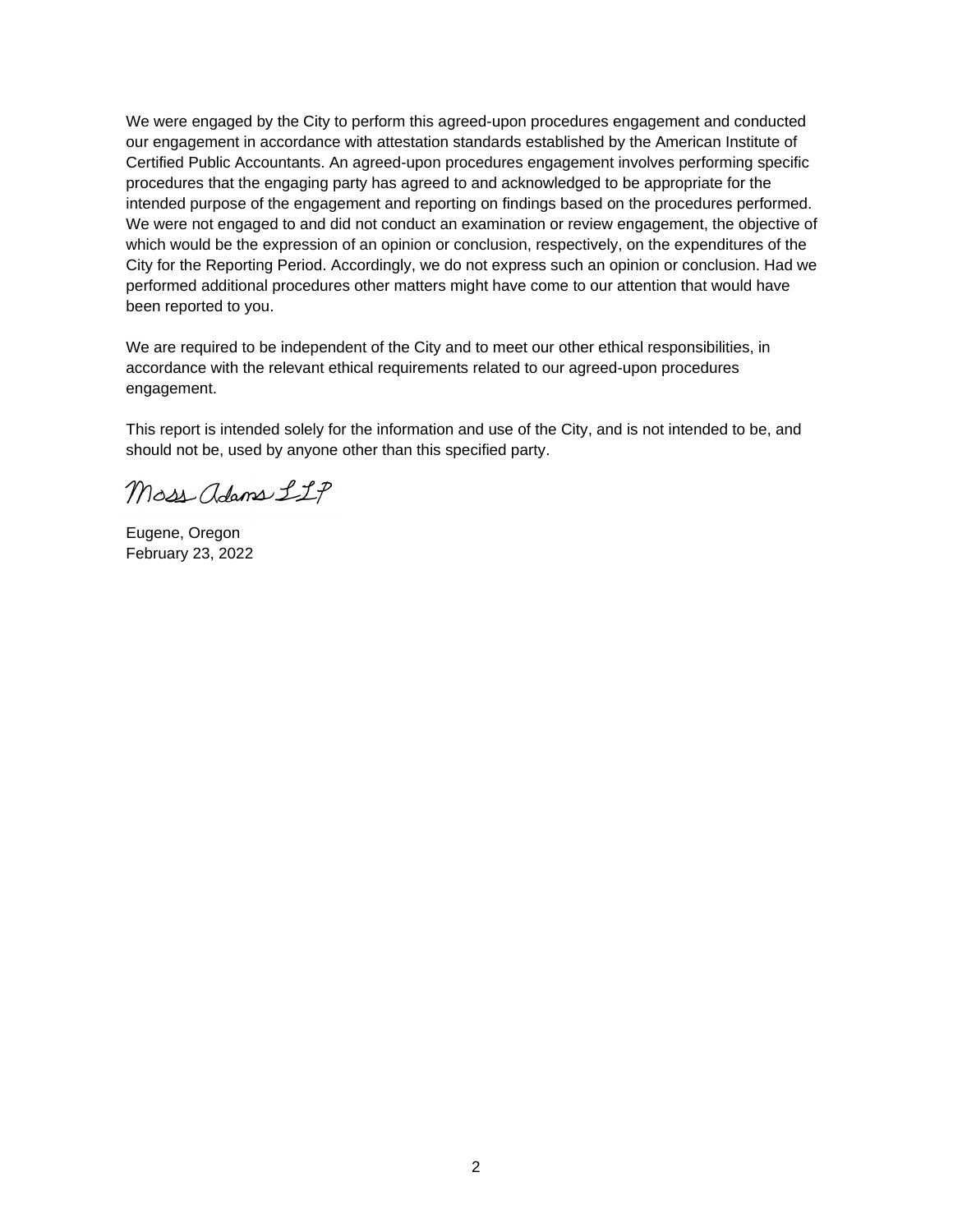We were engaged by the City to perform this agreed-upon procedures engagement and conducted our engagement in accordance with attestation standards established by the American Institute of Certified Public Accountants. An agreed-upon procedures engagement involves performing specific procedures that the engaging party has agreed to and acknowledged to be appropriate for the intended purpose of the engagement and reporting on findings based on the procedures performed. We were not engaged to and did not conduct an examination or review engagement, the objective of which would be the expression of an opinion or conclusion, respectively, on the expenditures of the City for the Reporting Period. Accordingly, we do not express such an opinion or conclusion. Had we performed additional procedures other matters might have come to our attention that would have been reported to you.

We are required to be independent of the City and to meet our other ethical responsibilities, in accordance with the relevant ethical requirements related to our agreed-upon procedures engagement.

This report is intended solely for the information and use of the City, and is not intended to be, and should not be, used by anyone other than this specified party.

Moss Adams LLP

Eugene, Oregon
February 23, 2022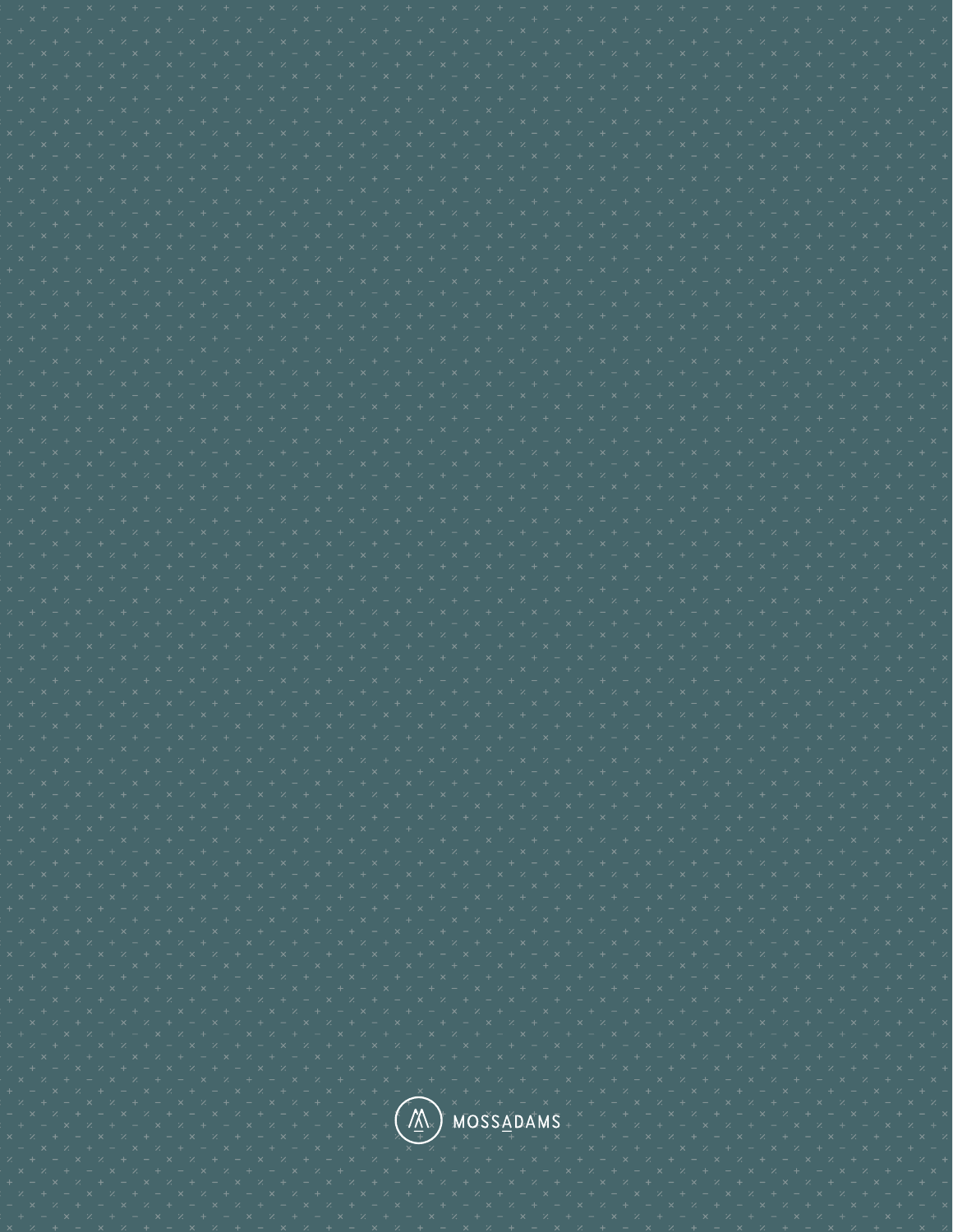MOSSADAMS